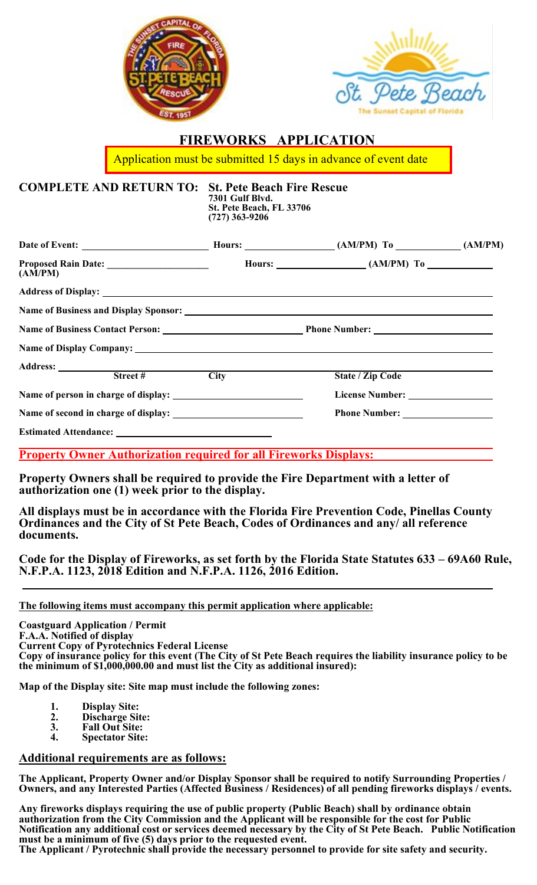# FIREWORKS APPLICATION

Application must be submitted 15 days in advance of event date

**COMPLETE AND RETURN TO: St. Pete Beach Fire Rescue**
**7301 Gulf Blvd.**
**St. Pete Beach, FL 33706**
**(727) 363-9206**

**Date of Event:** ______________________ **Hours:** ______________ **(AM/PM) To** ____________ **(AM/PM)**

**Proposed Rain Date:** __________________ **(AM/PM)** **Hours:** ______________ **(AM/PM) To** ____________

**Address of Display:** ________________________________________________

**Name of Business and Display Sponsor:** ________________________________________________

**Name of Business Contact Person:** ______________________ **Phone Number:** ______________________

**Name of Display Company:** ________________________________________________

**Address:** ______________________________________________
**Street # City State / Zip Code**

**Name of person in charge of display:** ______________________ **License Number:** ______________

**Name of second in charge of display:** ______________________ **Phone Number:** ______________

**Estimated Attendance:** ______________________

**Property Owner Authorization required for all Fireworks Displays:**

**Property Owners shall be required to provide the Fire Department with a letter of authorization one (1) week prior to the display.**

**All displays must be in accordance with the Florida Fire Prevention Code, Pinellas County Ordinances and the City of St Pete Beach, Codes of Ordinances and any/ all reference documents.**

**Code for the Display of Fireworks, as set forth by the Florida State Statutes 633 – 69A60 Rule, N.F.P.A. 1123, 2018 Edition and N.F.P.A. 1126, 2016 Edition.**

**The following items must accompany this permit application where applicable:**

**Coastguard Application / Permit**
**F.A.A. Notified of display**
**Current Copy of Pyrotechnics Federal License**
**Copy of insurance policy for this event (The City of St Pete Beach requires the liability insurance policy to be the minimum of $1,000,000.00 and must list the City as additional insured):**

**Map of the Display site: Site map must include the following zones:**

1. **Display Site:**
2. **Discharge Site:**
3. **Fall Out Site:**
4. **Spectator Site:**

## Additional requirements are as follows:

**The Applicant, Property Owner and/or Display Sponsor shall be required to notify Surrounding Properties / Owners, and any Interested Parties (Affected Business / Residences) of all pending fireworks displays / events.**

**Any fireworks displays requiring the use of public property (Public Beach) shall by ordinance obtain authorization from the City Commission and the Applicant will be responsible for the cost for Public Notification any additional cost or services deemed necessary by the City of St Pete Beach. Public Notification must be a minimum of five (5) days prior to the requested event.**
**The Applicant / Pyrotechnic shall provide the necessary personnel to provide for site safety and security.**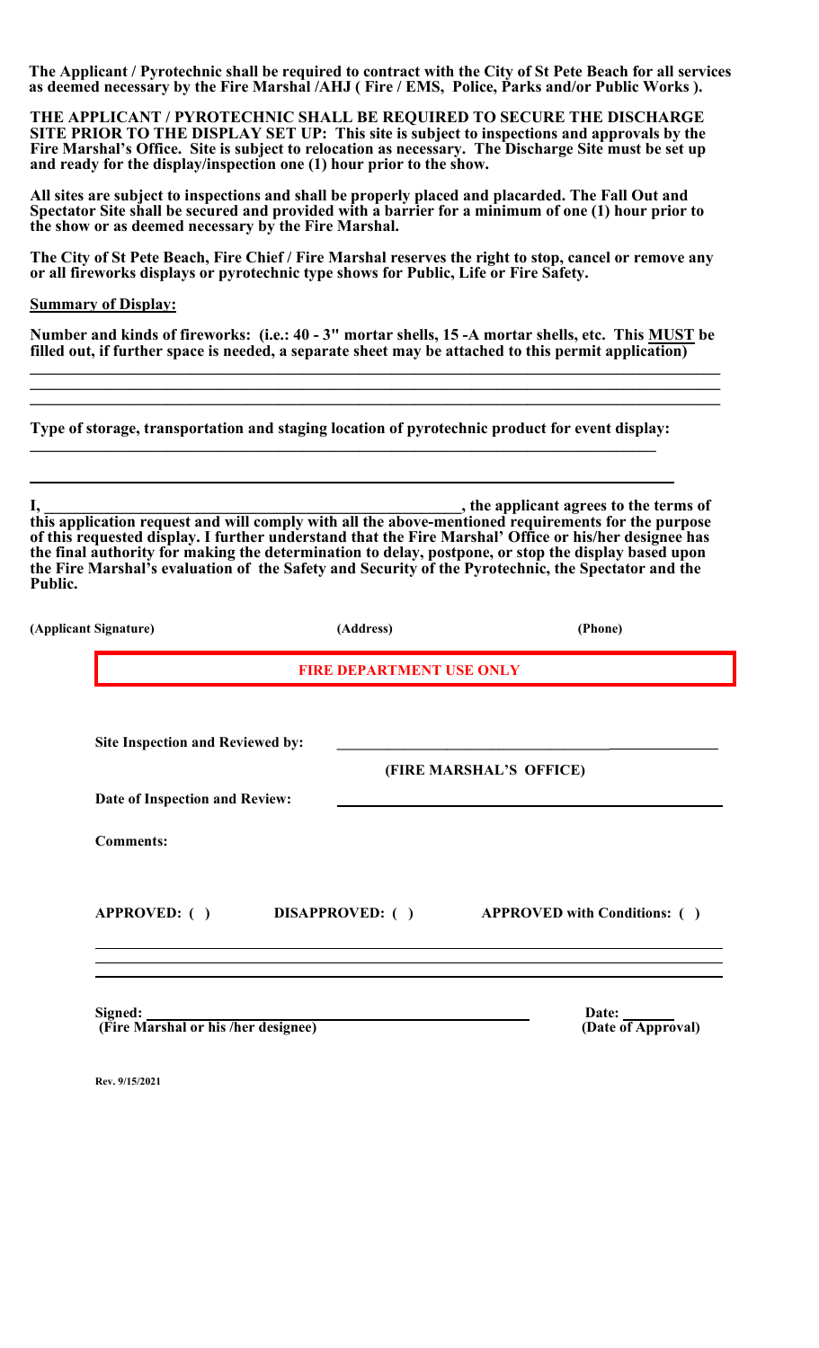**The Applicant / Pyrotechnic shall be required to contract with the City of St Pete Beach for all services as deemed necessary by the Fire Marshal /AHJ ( Fire / EMS, Police, Parks and/or Public Works ).**

**THE APPLICANT / PYROTECHNIC SHALL BE REQUIRED TO SECURE THE DISCHARGE SITE PRIOR TO THE DISPLAY SET UP: This site is subject to inspections and approvals by the Fire Marshal's Office. Site is subject to relocation as necessary. The Discharge Site must be set up and ready for the display/inspection one (1) hour prior to the show.**

**All sites are subject to inspections and shall be properly placed and placarded. The Fall Out and Spectator Site shall be secured and provided with a barrier for a minimum of one (1) hour prior to the show or as deemed necessary by the Fire Marshal.**

**The City of St Pete Beach, Fire Chief / Fire Marshal reserves the right to stop, cancel or remove any or all fireworks displays or pyrotechnic type shows for Public, Life or Fire Safety.**

**Summary of Display:**

**Number and kinds of fireworks: (i.e.: 40 - 3" mortar shells, 15 -A mortar shells, etc. This MUST be filled out, if further space is needed, a separate sheet may be attached to this permit application)**

______________________________________________________________________________

______________________________________________________________________________

______________________________________________________________________________

**Type of storage, transportation and staging location of pyrotechnic product for event display:**

______________________________________________________________________________

______________________________________________________________________________

**I, ____________________________________________, the applicant agrees to the terms of this application request and will comply with all the above-mentioned requirements for the purpose of this requested display. I further understand that the Fire Marshal' Office or his/her designee has the final authority for making the determination to delay, postpone, or stop the display based upon the Fire Marshal's evaluation of the Safety and Security of the Pyrotechnic, the Spectator and the Public.**

**(Applicant Signature)** **(Address)** **(Phone)**

**FIRE DEPARTMENT USE ONLY**

**Site Inspection and Reviewed by:** ____________________________________

**(FIRE MARSHAL'S OFFICE)**

**Date of Inspection and Review:** ____________________________________

**Comments:**

**APPROVED: ( )** **DISAPPROVED: ( )** **APPROVED with Conditions: ( )**

______________________________________________________________________________

______________________________________________________________________________

**Signed:** ____________________________________ **Date:** _______

**(Fire Marshal or his /her designee)** **(Date of Approval)**

Rev. 9/15/2021